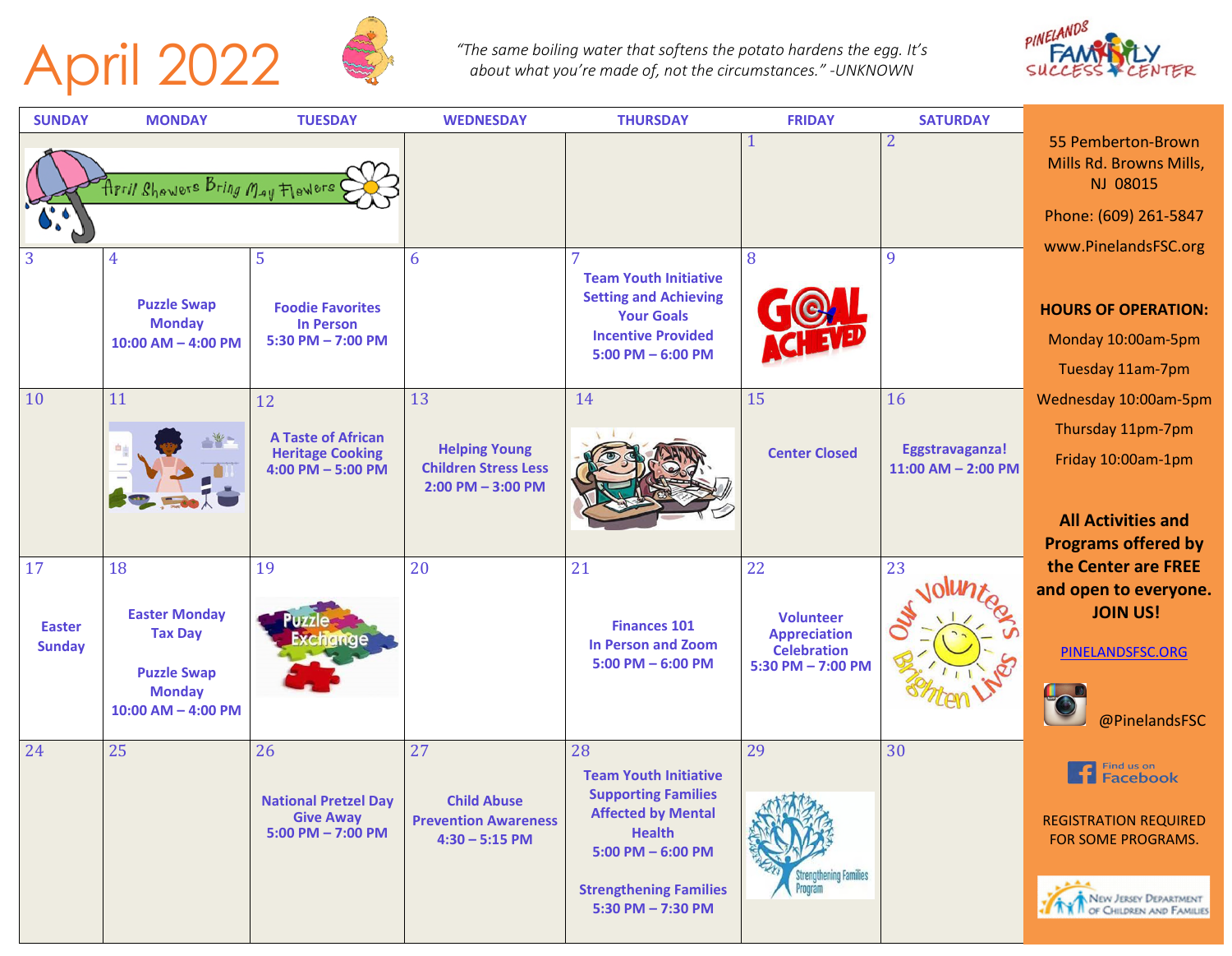# April 2022

*"The same boiling water that softens the potato hardens the egg. It's about what you're made of, not the circumstances." -UNKNOWN*

PINELANDS FAMILY SUCCESS CENTER

| SUNDAY | MONDAY | TUESDAY | WEDNESDAY | THURSDAY | FRIDAY | SATURDAY |
|---|---|---|---|---|---|---|
| April Showers Bring May Flowers | | | | | 1 | 2 |
| 3 | 4 **Puzzle Swap Monday** **10:00 AM – 4:00 PM** | 5 **Foodie Favorites In Person** **5:30 PM – 7:00 PM** | 6 | 7 **Team Youth Initiative Setting and Achieving Your Goals Incentive Provided** **5:00 PM – 6:00 PM** | 8 GOAL ACHIEVED | 9 |
| 10 | 11 | 12 **A Taste of African Heritage Cooking** **4:00 PM – 5:00 PM** | 13 **Helping Young Children Stress Less** **2:00 PM – 3:00 PM** | 14 | 15 **Center Closed** | 16 **Eggstravaganza!** **11:00 AM – 2:00 PM** |
| 17 **Easter Sunday** | 18 **Easter Monday** **Tax Day** **Puzzle Swap Monday** **10:00 AM – 4:00 PM** | 19 Puzzle Exchange | 20 | 21 **Finances 101** **In Person and Zoom** **5:00 PM – 6:00 PM** | 22 **Volunteer Appreciation Celebration** **5:30 PM – 7:00 PM** | 23 Our Volunteers Brighten Lives |
| 24 | 25 | 26 **National Pretzel Day Give Away** **5:00 PM – 7:00 PM** | 27 **Child Abuse Prevention Awareness** **4:30 – 5:15 PM** | 28 **Team Youth Initiative Supporting Families Affected by Mental Health** **5:00 PM – 6:00 PM** **Strengthening Families** **5:30 PM – 7:30 PM** | 29 Strengthening Families Program | 30 |

55 Pemberton-Brown Mills Rd. Browns Mills, NJ 08015

Phone: (609) 261-5847

www.PinelandsFSC.org

**HOURS OF OPERATION:**

Monday 10:00am-5pm

Tuesday 11am-7pm

Wednesday 10:00am-5pm

Thursday 11pm-7pm

Friday 10:00am-1pm

**All Activities and Programs offered by the Center are FREE and open to everyone. JOIN US!**

PINELANDSFSC.ORG

@PinelandsFSC

Find us on Facebook

REGISTRATION REQUIRED FOR SOME PROGRAMS.

New Jersey Department of Children and Families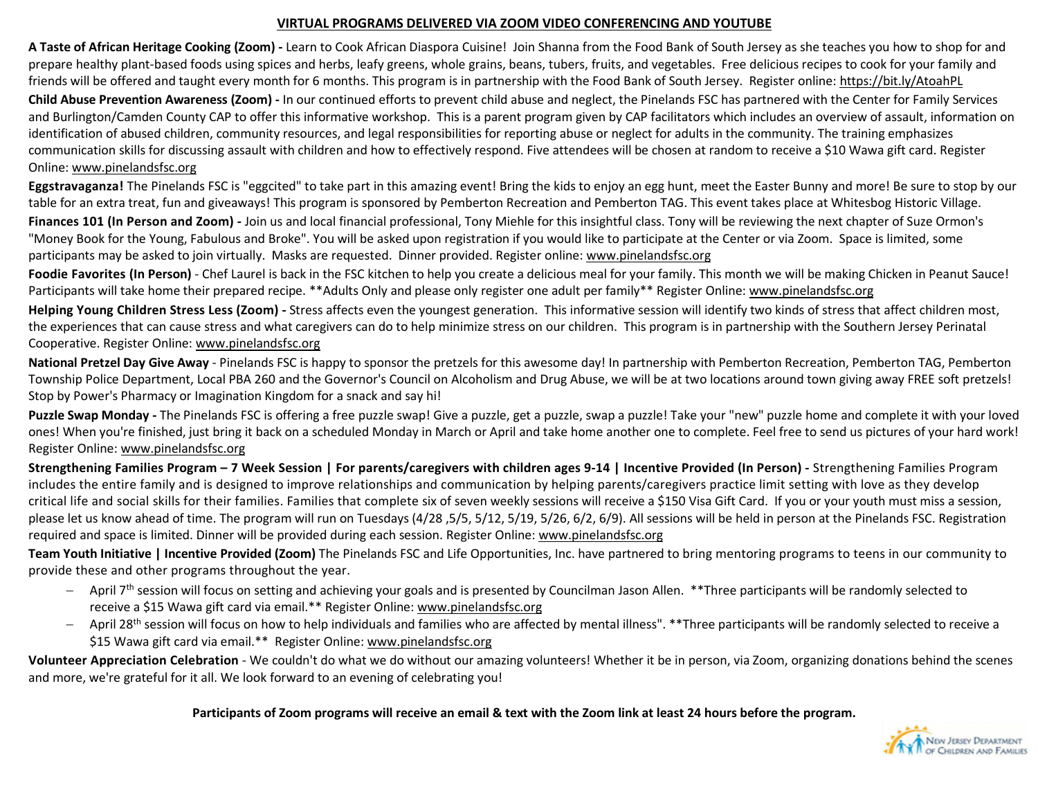## VIRTUAL PROGRAMS DELIVERED VIA ZOOM VIDEO CONFERENCING AND YOUTUBE

**A Taste of African Heritage Cooking (Zoom) -** Learn to Cook African Diaspora Cuisine! Join Shanna from the Food Bank of South Jersey as she teaches you how to shop for and prepare healthy plant-based foods using spices and herbs, leafy greens, whole grains, beans, tubers, fruits, and vegetables. Free delicious recipes to cook for your family and friends will be offered and taught every month for 6 months. This program is in partnership with the Food Bank of South Jersey. Register online: https://bit.ly/AtoahPL

**Child Abuse Prevention Awareness (Zoom) -** In our continued efforts to prevent child abuse and neglect, the Pinelands FSC has partnered with the Center for Family Services and Burlington/Camden County CAP to offer this informative workshop. This is a parent program given by CAP facilitators which includes an overview of assault, information on identification of abused children, community resources, and legal responsibilities for reporting abuse or neglect for adults in the community. The training emphasizes communication skills for discussing assault with children and how to effectively respond. Five attendees will be chosen at random to receive a $10 Wawa gift card. Register Online: www.pinelandsfsc.org

**Eggstravaganza!** The Pinelands FSC is "eggcited" to take part in this amazing event! Bring the kids to enjoy an egg hunt, meet the Easter Bunny and more! Be sure to stop by our table for an extra treat, fun and giveaways! This program is sponsored by Pemberton Recreation and Pemberton TAG. This event takes place at Whitesbog Historic Village.

**Finances 101 (In Person and Zoom) -** Join us and local financial professional, Tony Miehle for this insightful class. Tony will be reviewing the next chapter of Suze Ormon's "Money Book for the Young, Fabulous and Broke". You will be asked upon registration if you would like to participate at the Center or via Zoom. Space is limited, some participants may be asked to join virtually. Masks are requested. Dinner provided. Register online: www.pinelandsfsc.org

**Foodie Favorites (In Person)** - Chef Laurel is back in the FSC kitchen to help you create a delicious meal for your family. This month we will be making Chicken in Peanut Sauce! Participants will take home their prepared recipe. **Adults Only and please only register one adult per family** Register Online: www.pinelandsfsc.org

**Helping Young Children Stress Less (Zoom) -** Stress affects even the youngest generation. This informative session will identify two kinds of stress that affect children most, the experiences that can cause stress and what caregivers can do to help minimize stress on our children. This program is in partnership with the Southern Jersey Perinatal Cooperative. Register Online: www.pinelandsfsc.org

**National Pretzel Day Give Away** - Pinelands FSC is happy to sponsor the pretzels for this awesome day! In partnership with Pemberton Recreation, Pemberton TAG, Pemberton Township Police Department, Local PBA 260 and the Governor's Council on Alcoholism and Drug Abuse, we will be at two locations around town giving away FREE soft pretzels! Stop by Power's Pharmacy or Imagination Kingdom for a snack and say hi!

**Puzzle Swap Monday -** The Pinelands FSC is offering a free puzzle swap! Give a puzzle, get a puzzle, swap a puzzle! Take your "new" puzzle home and complete it with your loved ones! When you're finished, just bring it back on a scheduled Monday in March or April and take home another one to complete. Feel free to send us pictures of your hard work! Register Online: www.pinelandsfsc.org

**Strengthening Families Program – 7 Week Session | For parents/caregivers with children ages 9-14 | Incentive Provided (In Person) -** Strengthening Families Program includes the entire family and is designed to improve relationships and communication by helping parents/caregivers practice limit setting with love as they develop critical life and social skills for their families. Families that complete six of seven weekly sessions will receive a $150 Visa Gift Card. If you or your youth must miss a session, please let us know ahead of time. The program will run on Tuesdays (4/28 ,5/5, 5/12, 5/19, 5/26, 6/2, 6/9). All sessions will be held in person at the Pinelands FSC. Registration required and space is limited. Dinner will be provided during each session. Register Online: www.pinelandsfsc.org

**Team Youth Initiative | Incentive Provided (Zoom)** The Pinelands FSC and Life Opportunities, Inc. have partnered to bring mentoring programs to teens in our community to provide these and other programs throughout the year.

- April 7th session will focus on setting and achieving your goals and is presented by Councilman Jason Allen. **Three participants will be randomly selected to receive a $15 Wawa gift card via email.** Register Online: www.pinelandsfsc.org
- April 28th session will focus on how to help individuals and families who are affected by mental illness". **Three participants will be randomly selected to receive a $15 Wawa gift card via email.** Register Online: www.pinelandsfsc.org

**Volunteer Appreciation Celebration** - We couldn't do what we do without our amazing volunteers! Whether it be in person, via Zoom, organizing donations behind the scenes and more, we're grateful for it all. We look forward to an evening of celebrating you!

**Participants of Zoom programs will receive an email & text with the Zoom link at least 24 hours before the program.**

New Jersey Department of Children and Families